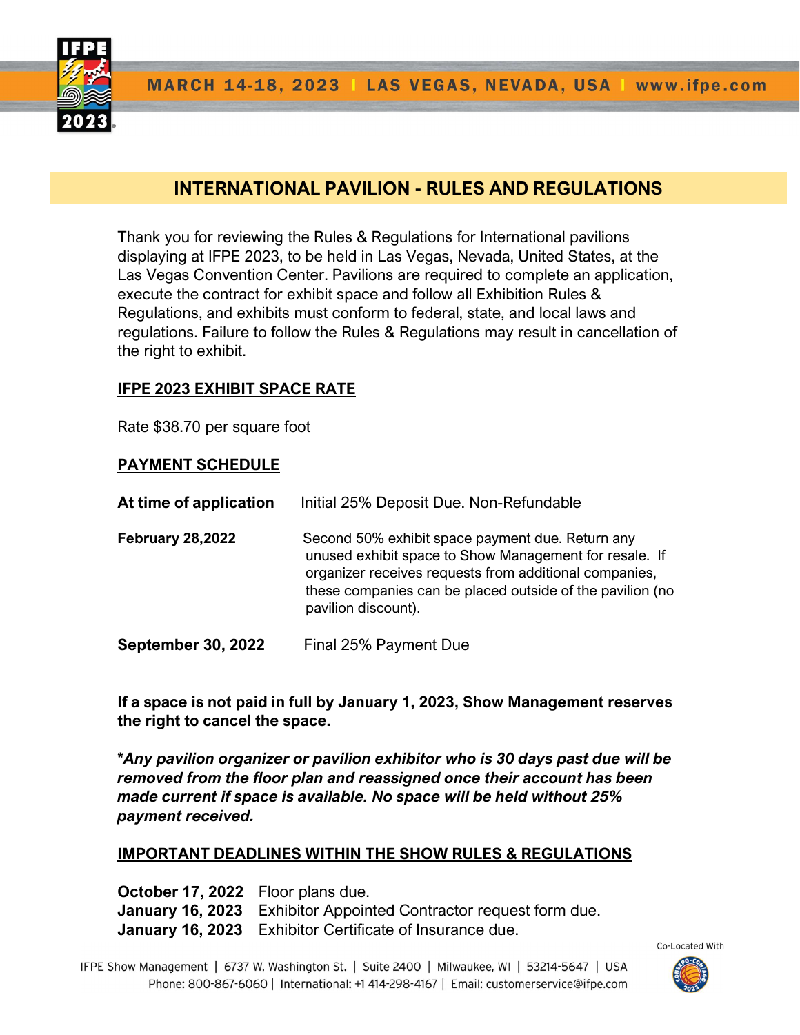MARCH 14-18, 2023 | LAS VEGAS, NEVADA, USA | www.ifpe.com

# INTERNATIONAL PAVILION - RULES AND REGULATIONS

Thank you for reviewing the Rules & Regulations for International pavilions displaying at IFPE 2023, to be held in Las Vegas, Nevada, United States, at the Las Vegas Convention Center. Pavilions are required to complete an application, execute the contract for exhibit space and follow all Exhibition Rules & Regulations, and exhibits must conform to federal, state, and local laws and regulations. Failure to follow the Rules & Regulations may result in cancellation of the right to exhibit.

## IFPE 2023 EXHIBIT SPACE RATE

Rate $38.70 per square foot

## PAYMENT SCHEDULE

**At time of application** Initial 25% Deposit Due. Non-Refundable

**February 28,2022** Second 50% exhibit space payment due. Return any unused exhibit space to Show Management for resale. If organizer receives requests from additional companies, these companies can be placed outside of the pavilion (no pavilion discount).

**September 30, 2022** Final 25% Payment Due

**If a space is not paid in full by January 1, 2023, Show Management reserves the right to cancel the space.**

***Any pavilion organizer or pavilion exhibitor who is 30 days past due will be removed from the floor plan and reassigned once their account has been made current if space is available. No space will be held without 25% payment received.***

## IMPORTANT DEADLINES WITHIN THE SHOW RULES & REGULATIONS

**October 17, 2022** Floor plans due.
**January 16, 2023** Exhibitor Appointed Contractor request form due.
**January 16, 2023** Exhibitor Certificate of Insurance due.

IFPE Show Management | 6737 W. Washington St. | Suite 2400 | Milwaukee, WI | 53214-5647 | USA
Phone: 800-867-6060 | International: +1 414-298-4167 | Email: customerservice@ifpe.com

Co-Located With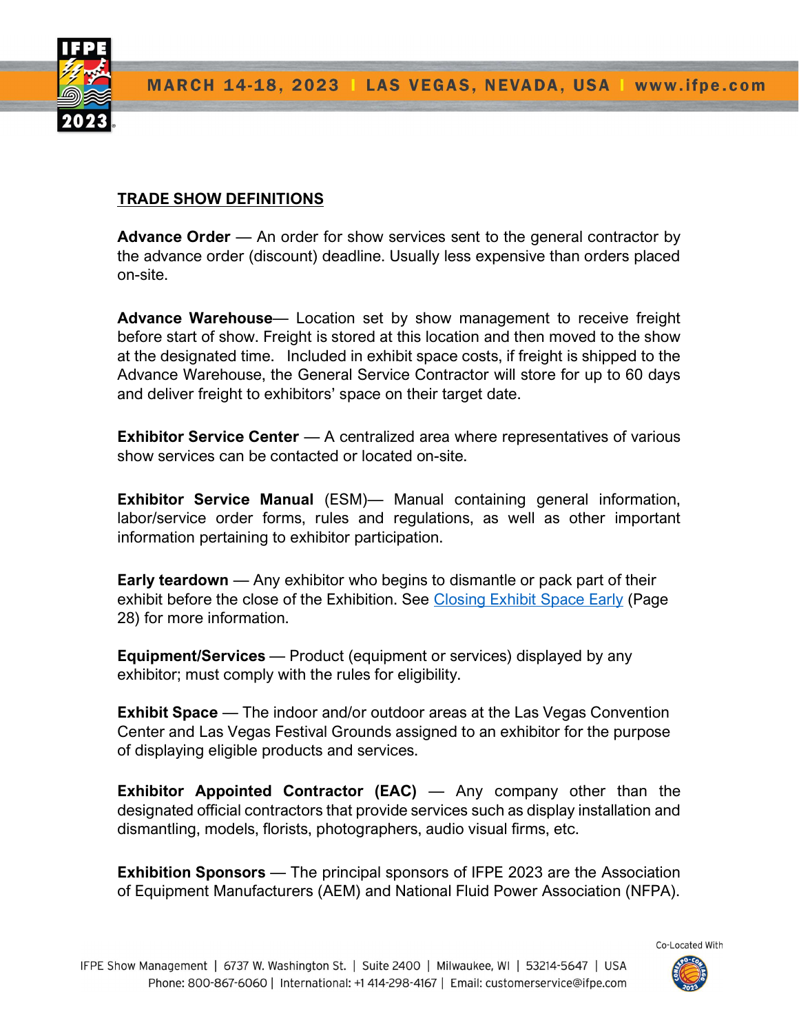## TRADE SHOW DEFINITIONS

**Advance Order** — An order for show services sent to the general contractor by the advance order (discount) deadline. Usually less expensive than orders placed on-site.

**Advance Warehouse**— Location set by show management to receive freight before start of show. Freight is stored at this location and then moved to the show at the designated time. Included in exhibit space costs, if freight is shipped to the Advance Warehouse, the General Service Contractor will store for up to 60 days and deliver freight to exhibitors' space on their target date.

**Exhibitor Service Center** — A centralized area where representatives of various show services can be contacted or located on-site.

**Exhibitor Service Manual** (ESM)— Manual containing general information, labor/service order forms, rules and regulations, as well as other important information pertaining to exhibitor participation.

**Early teardown** — Any exhibitor who begins to dismantle or pack part of their exhibit before the close of the Exhibition. See Closing Exhibit Space Early (Page 28) for more information.

**Equipment/Services** — Product (equipment or services) displayed by any exhibitor; must comply with the rules for eligibility.

**Exhibit Space** — The indoor and/or outdoor areas at the Las Vegas Convention Center and Las Vegas Festival Grounds assigned to an exhibitor for the purpose of displaying eligible products and services.

**Exhibitor Appointed Contractor (EAC)** — Any company other than the designated official contractors that provide services such as display installation and dismantling, models, florists, photographers, audio visual firms, etc.

**Exhibition Sponsors** — The principal sponsors of IFPE 2023 are the Association of Equipment Manufacturers (AEM) and National Fluid Power Association (NFPA).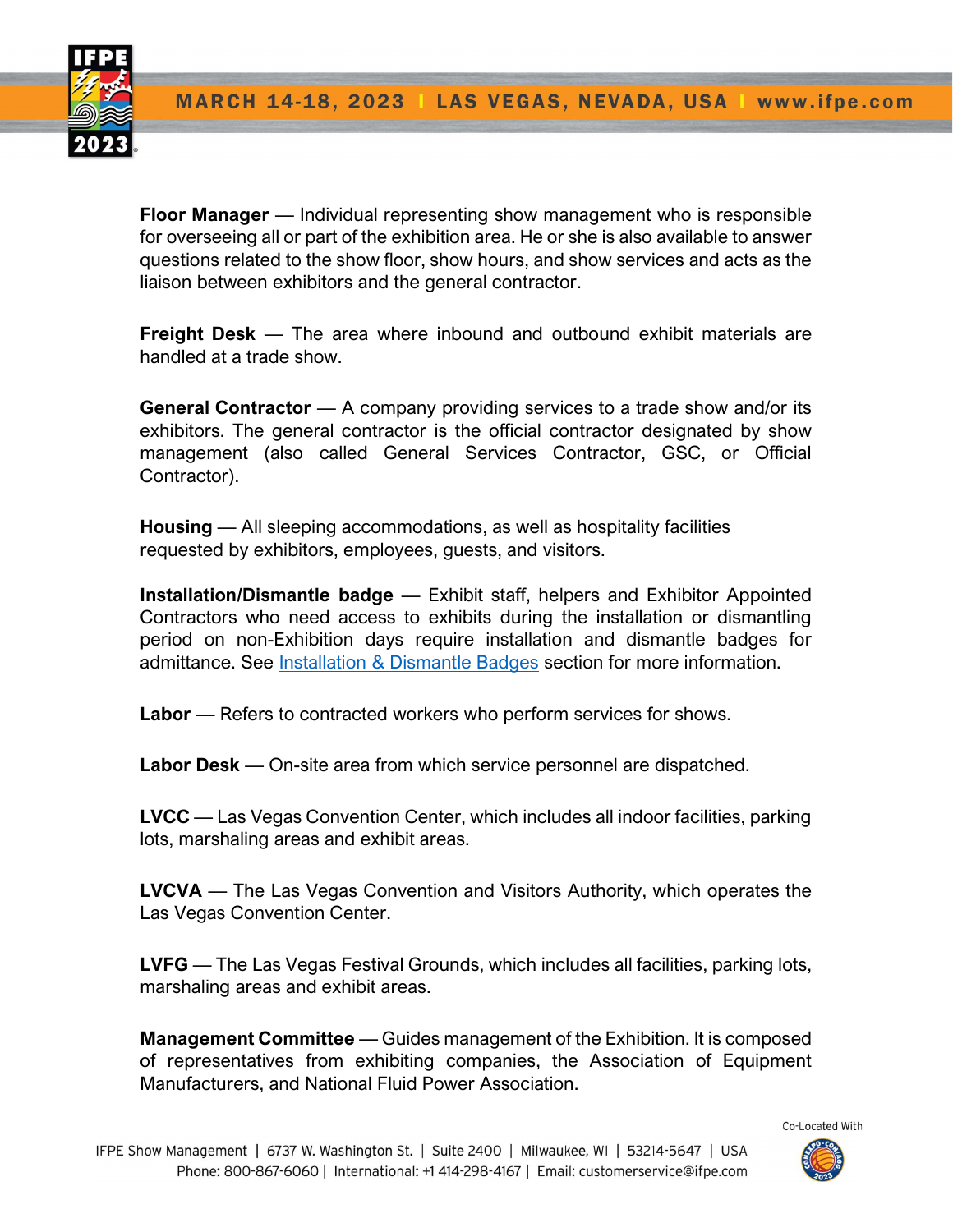**Floor Manager** — Individual representing show management who is responsible for overseeing all or part of the exhibition area. He or she is also available to answer questions related to the show floor, show hours, and show services and acts as the liaison between exhibitors and the general contractor.

**Freight Desk** — The area where inbound and outbound exhibit materials are handled at a trade show.

**General Contractor** — A company providing services to a trade show and/or its exhibitors. The general contractor is the official contractor designated by show management (also called General Services Contractor, GSC, or Official Contractor).

**Housing** — All sleeping accommodations, as well as hospitality facilities requested by exhibitors, employees, guests, and visitors.

**Installation/Dismantle badge** — Exhibit staff, helpers and Exhibitor Appointed Contractors who need access to exhibits during the installation or dismantling period on non-Exhibition days require installation and dismantle badges for admittance. See [Installation & Dismantle Badges] section for more information.

**Labor** — Refers to contracted workers who perform services for shows.

**Labor Desk** — On-site area from which service personnel are dispatched.

**LVCC** — Las Vegas Convention Center, which includes all indoor facilities, parking lots, marshaling areas and exhibit areas.

**LVCVA** — The Las Vegas Convention and Visitors Authority, which operates the Las Vegas Convention Center.

**LVFG** — The Las Vegas Festival Grounds, which includes all facilities, parking lots, marshaling areas and exhibit areas.

**Management Committee** — Guides management of the Exhibition. It is composed of representatives from exhibiting companies, the Association of Equipment Manufacturers, and National Fluid Power Association.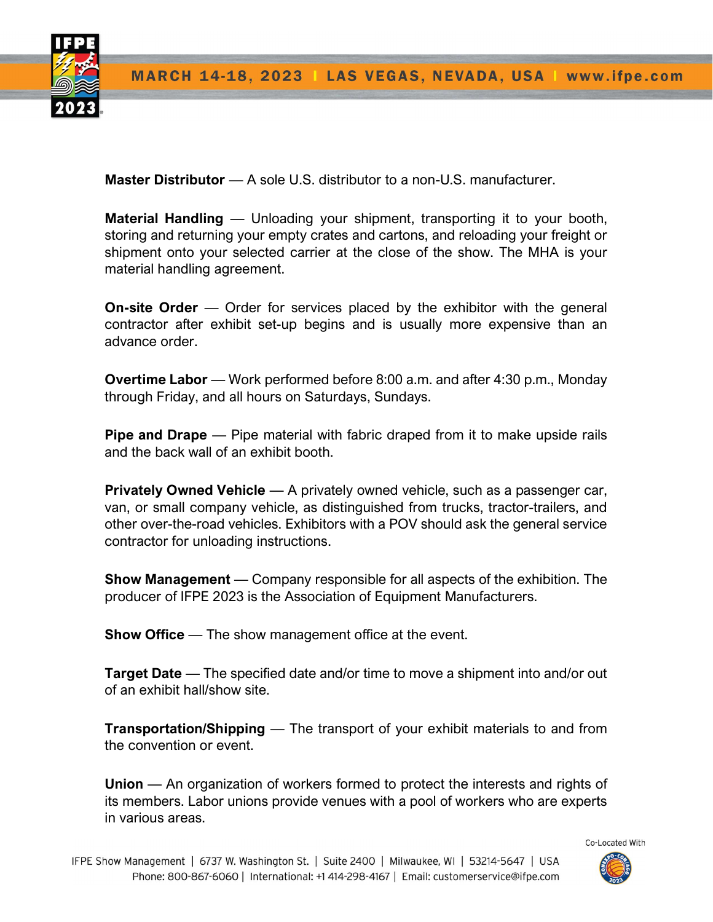**Master Distributor** — A sole U.S. distributor to a non-U.S. manufacturer.

**Material Handling** — Unloading your shipment, transporting it to your booth, storing and returning your empty crates and cartons, and reloading your freight or shipment onto your selected carrier at the close of the show. The MHA is your material handling agreement.

**On-site Order** — Order for services placed by the exhibitor with the general contractor after exhibit set-up begins and is usually more expensive than an advance order.

**Overtime Labor** — Work performed before 8:00 a.m. and after 4:30 p.m., Monday through Friday, and all hours on Saturdays, Sundays.

**Pipe and Drape** — Pipe material with fabric draped from it to make upside rails and the back wall of an exhibit booth.

**Privately Owned Vehicle** — A privately owned vehicle, such as a passenger car, van, or small company vehicle, as distinguished from trucks, tractor-trailers, and other over-the-road vehicles. Exhibitors with a POV should ask the general service contractor for unloading instructions.

**Show Management** — Company responsible for all aspects of the exhibition. The producer of IFPE 2023 is the Association of Equipment Manufacturers.

**Show Office** — The show management office at the event.

**Target Date** — The specified date and/or time to move a shipment into and/or out of an exhibit hall/show site.

**Transportation/Shipping** — The transport of your exhibit materials to and from the convention or event.

**Union** — An organization of workers formed to protect the interests and rights of its members. Labor unions provide venues with a pool of workers who are experts in various areas.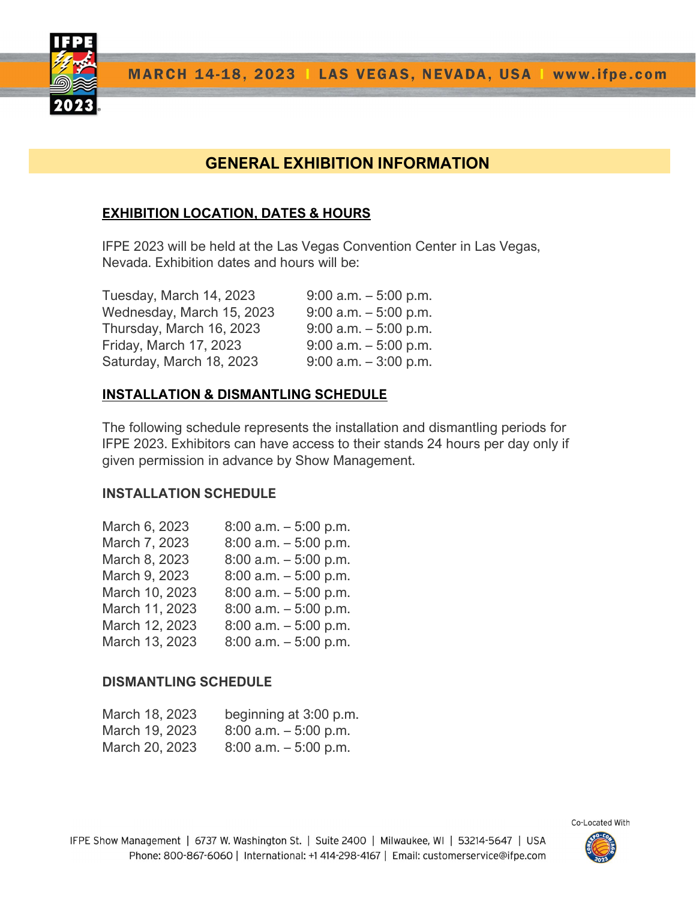## GENERAL EXHIBITION INFORMATION

### EXHIBITION LOCATION, DATES & HOURS

IFPE 2023 will be held at the Las Vegas Convention Center in Las Vegas, Nevada. Exhibition dates and hours will be:

| | |
|---|---|
| Tuesday, March 14, 2023 | 9:00 a.m. – 5:00 p.m. |
| Wednesday, March 15, 2023 | 9:00 a.m. – 5:00 p.m. |
| Thursday, March 16, 2023 | 9:00 a.m. – 5:00 p.m. |
| Friday, March 17, 2023 | 9:00 a.m. – 5:00 p.m. |
| Saturday, March 18, 2023 | 9:00 a.m. – 3:00 p.m. |

### INSTALLATION & DISMANTLING SCHEDULE

The following schedule represents the installation and dismantling periods for IFPE 2023. Exhibitors can have access to their stands 24 hours per day only if given permission in advance by Show Management.

#### INSTALLATION SCHEDULE

| | |
|---|---|
| March 6, 2023 | 8:00 a.m. – 5:00 p.m. |
| March 7, 2023 | 8:00 a.m. – 5:00 p.m. |
| March 8, 2023 | 8:00 a.m. – 5:00 p.m. |
| March 9, 2023 | 8:00 a.m. – 5:00 p.m. |
| March 10, 2023 | 8:00 a.m. – 5:00 p.m. |
| March 11, 2023 | 8:00 a.m. – 5:00 p.m. |
| March 12, 2023 | 8:00 a.m. – 5:00 p.m. |
| March 13, 2023 | 8:00 a.m. – 5:00 p.m. |

#### DISMANTLING SCHEDULE

| | |
|---|---|
| March 18, 2023 | beginning at 3:00 p.m. |
| March 19, 2023 | 8:00 a.m. – 5:00 p.m. |
| March 20, 2023 | 8:00 a.m. – 5:00 p.m. |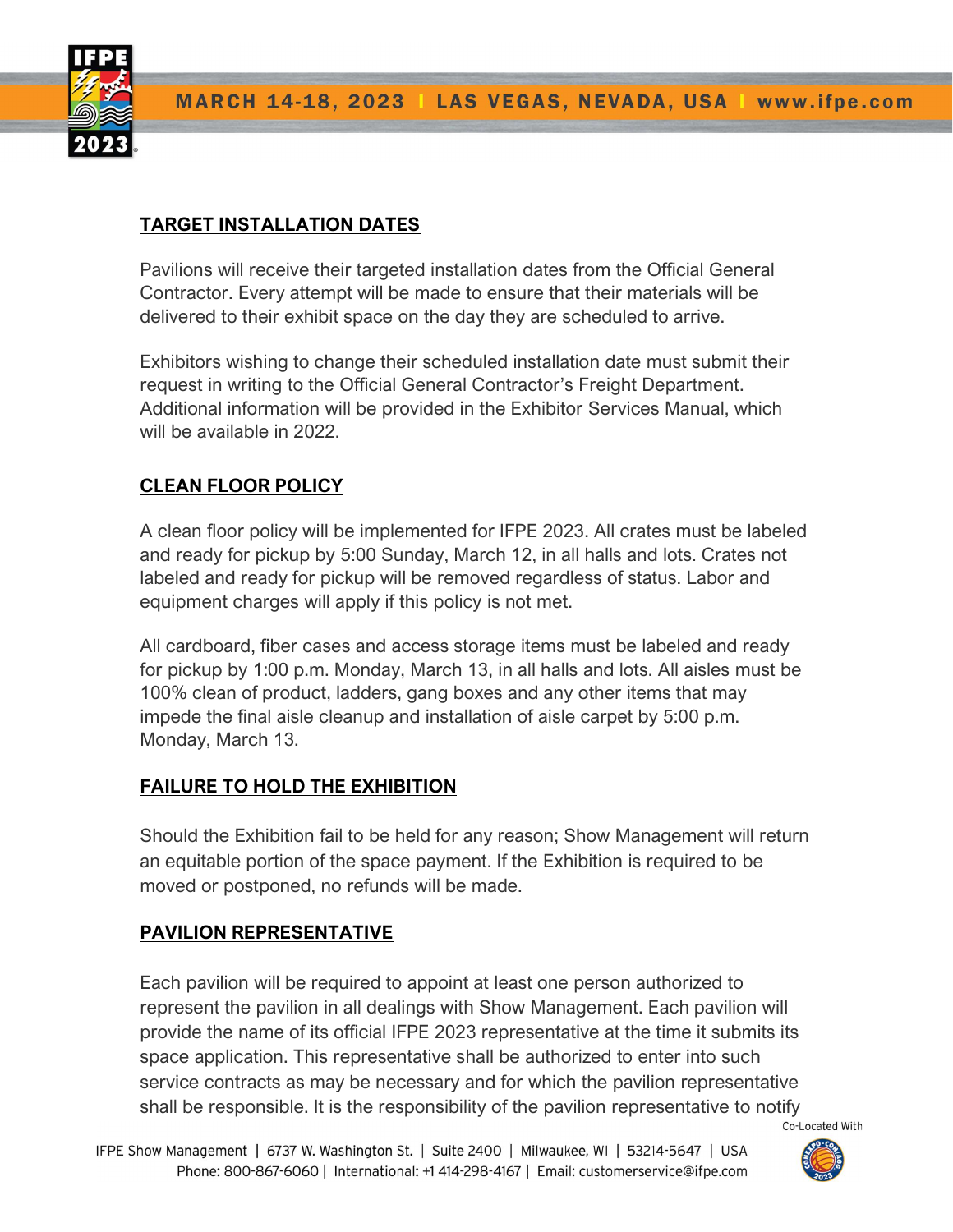## TARGET INSTALLATION DATES

Pavilions will receive their targeted installation dates from the Official General Contractor. Every attempt will be made to ensure that their materials will be delivered to their exhibit space on the day they are scheduled to arrive.

Exhibitors wishing to change their scheduled installation date must submit their request in writing to the Official General Contractor's Freight Department. Additional information will be provided in the Exhibitor Services Manual, which will be available in 2022.

## CLEAN FLOOR POLICY

A clean floor policy will be implemented for IFPE 2023. All crates must be labeled and ready for pickup by 5:00 Sunday, March 12, in all halls and lots. Crates not labeled and ready for pickup will be removed regardless of status. Labor and equipment charges will apply if this policy is not met.

All cardboard, fiber cases and access storage items must be labeled and ready for pickup by 1:00 p.m. Monday, March 13, in all halls and lots. All aisles must be 100% clean of product, ladders, gang boxes and any other items that may impede the final aisle cleanup and installation of aisle carpet by 5:00 p.m. Monday, March 13.

## FAILURE TO HOLD THE EXHIBITION

Should the Exhibition fail to be held for any reason; Show Management will return an equitable portion of the space payment. If the Exhibition is required to be moved or postponed, no refunds will be made.

## PAVILION REPRESENTATIVE

Each pavilion will be required to appoint at least one person authorized to represent the pavilion in all dealings with Show Management. Each pavilion will provide the name of its official IFPE 2023 representative at the time it submits its space application. This representative shall be authorized to enter into such service contracts as may be necessary and for which the pavilion representative shall be responsible. It is the responsibility of the pavilion representative to notify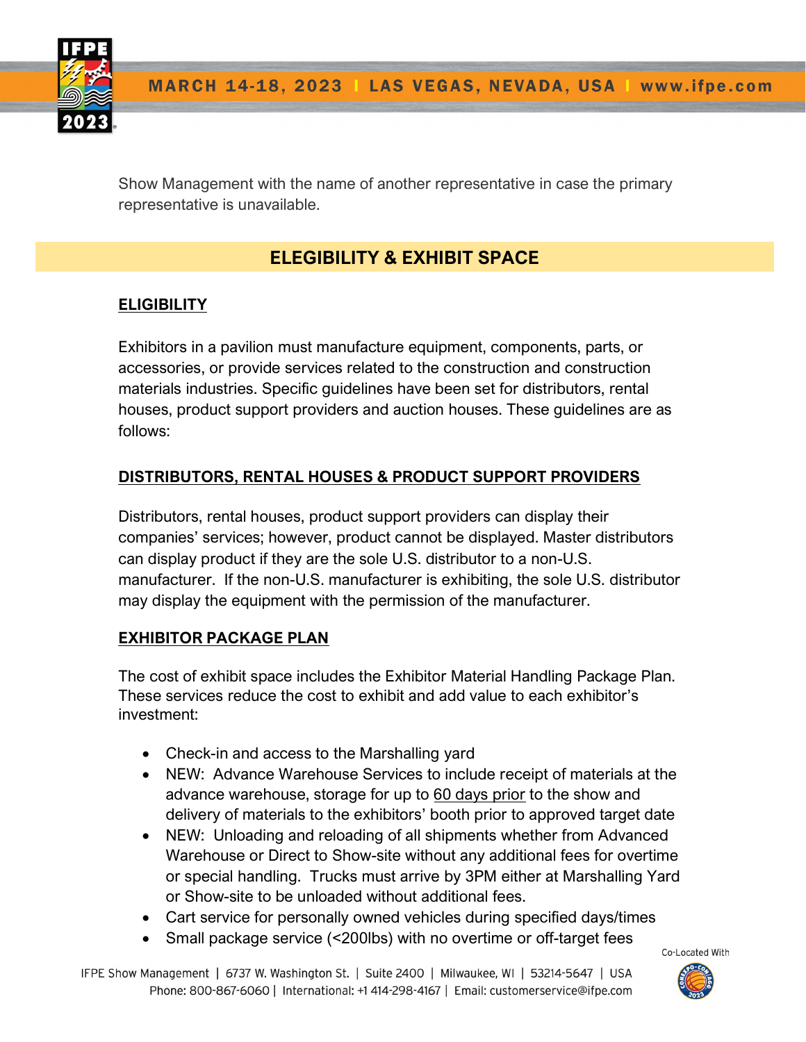Show Management with the name of another representative in case the primary representative is unavailable.

## ELEGIBILITY & EXHIBIT SPACE

### ELIGIBILITY

Exhibitors in a pavilion must manufacture equipment, components, parts, or accessories, or provide services related to the construction and construction materials industries. Specific guidelines have been set for distributors, rental houses, product support providers and auction houses. These guidelines are as follows:

### DISTRIBUTORS, RENTAL HOUSES & PRODUCT SUPPORT PROVIDERS

Distributors, rental houses, product support providers can display their companies' services; however, product cannot be displayed. Master distributors can display product if they are the sole U.S. distributor to a non-U.S. manufacturer. If the non-U.S. manufacturer is exhibiting, the sole U.S. distributor may display the equipment with the permission of the manufacturer.

### EXHIBITOR PACKAGE PLAN

The cost of exhibit space includes the Exhibitor Material Handling Package Plan. These services reduce the cost to exhibit and add value to each exhibitor's investment:

- Check-in and access to the Marshalling yard
- NEW: Advance Warehouse Services to include receipt of materials at the advance warehouse, storage for up to 60 days prior to the show and delivery of materials to the exhibitors' booth prior to approved target date
- NEW: Unloading and reloading of all shipments whether from Advanced Warehouse or Direct to Show-site without any additional fees for overtime or special handling. Trucks must arrive by 3PM either at Marshalling Yard or Show-site to be unloaded without additional fees.
- Cart service for personally owned vehicles during specified days/times
- Small package service (<200lbs) with no overtime or off-target fees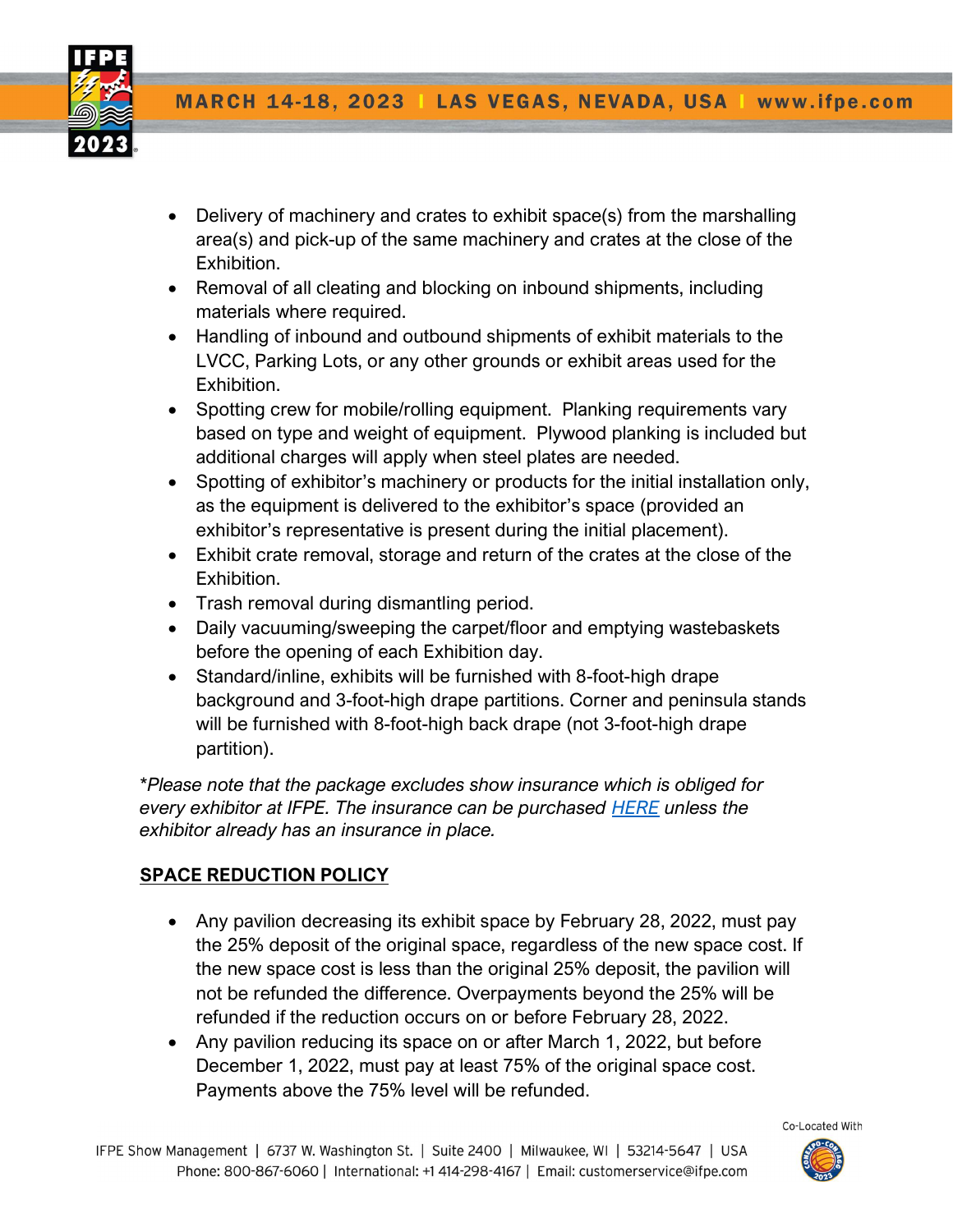- Delivery of machinery and crates to exhibit space(s) from the marshalling area(s) and pick-up of the same machinery and crates at the close of the Exhibition.
- Removal of all cleating and blocking on inbound shipments, including materials where required.
- Handling of inbound and outbound shipments of exhibit materials to the LVCC, Parking Lots, or any other grounds or exhibit areas used for the Exhibition.
- Spotting crew for mobile/rolling equipment. Planking requirements vary based on type and weight of equipment. Plywood planking is included but additional charges will apply when steel plates are needed.
- Spotting of exhibitor's machinery or products for the initial installation only, as the equipment is delivered to the exhibitor's space (provided an exhibitor's representative is present during the initial placement).
- Exhibit crate removal, storage and return of the crates at the close of the Exhibition.
- Trash removal during dismantling period.
- Daily vacuuming/sweeping the carpet/floor and emptying wastebaskets before the opening of each Exhibition day.
- Standard/inline, exhibits will be furnished with 8-foot-high drape background and 3-foot-high drape partitions. Corner and peninsula stands will be furnished with 8-foot-high back drape (not 3-foot-high drape partition).

*\*Please note that the package excludes show insurance which is obliged for every exhibitor at IFPE. The insurance can be purchased [HERE](#) unless the exhibitor already has an insurance in place.*

## SPACE REDUCTION POLICY

- Any pavilion decreasing its exhibit space by February 28, 2022, must pay the 25% deposit of the original space, regardless of the new space cost. If the new space cost is less than the original 25% deposit, the pavilion will not be refunded the difference. Overpayments beyond the 25% will be refunded if the reduction occurs on or before February 28, 2022.
- Any pavilion reducing its space on or after March 1, 2022, but before December 1, 2022, must pay at least 75% of the original space cost. Payments above the 75% level will be refunded.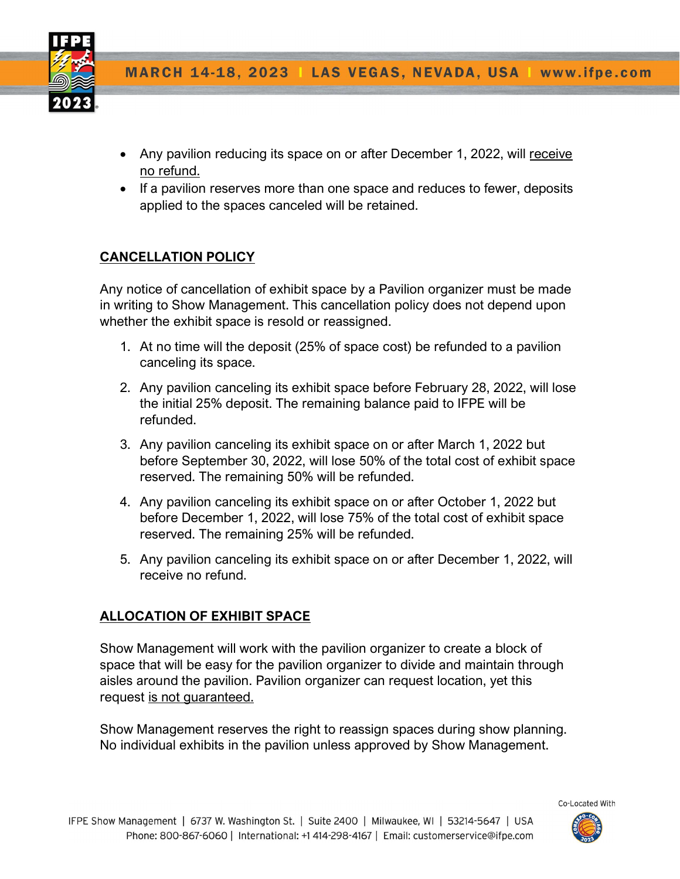- Any pavilion reducing its space on or after December 1, 2022, will receive no refund.
- If a pavilion reserves more than one space and reduces to fewer, deposits applied to the spaces canceled will be retained.

## CANCELLATION POLICY

Any notice of cancellation of exhibit space by a Pavilion organizer must be made in writing to Show Management. This cancellation policy does not depend upon whether the exhibit space is resold or reassigned.

1. At no time will the deposit (25% of space cost) be refunded to a pavilion canceling its space.
2. Any pavilion canceling its exhibit space before February 28, 2022, will lose the initial 25% deposit. The remaining balance paid to IFPE will be refunded.
3. Any pavilion canceling its exhibit space on or after March 1, 2022 but before September 30, 2022, will lose 50% of the total cost of exhibit space reserved. The remaining 50% will be refunded.
4. Any pavilion canceling its exhibit space on or after October 1, 2022 but before December 1, 2022, will lose 75% of the total cost of exhibit space reserved. The remaining 25% will be refunded.
5. Any pavilion canceling its exhibit space on or after December 1, 2022, will receive no refund.

## ALLOCATION OF EXHIBIT SPACE

Show Management will work with the pavilion organizer to create a block of space that will be easy for the pavilion organizer to divide and maintain through aisles around the pavilion. Pavilion organizer can request location, yet this request is not guaranteed.

Show Management reserves the right to reassign spaces during show planning. No individual exhibits in the pavilion unless approved by Show Management.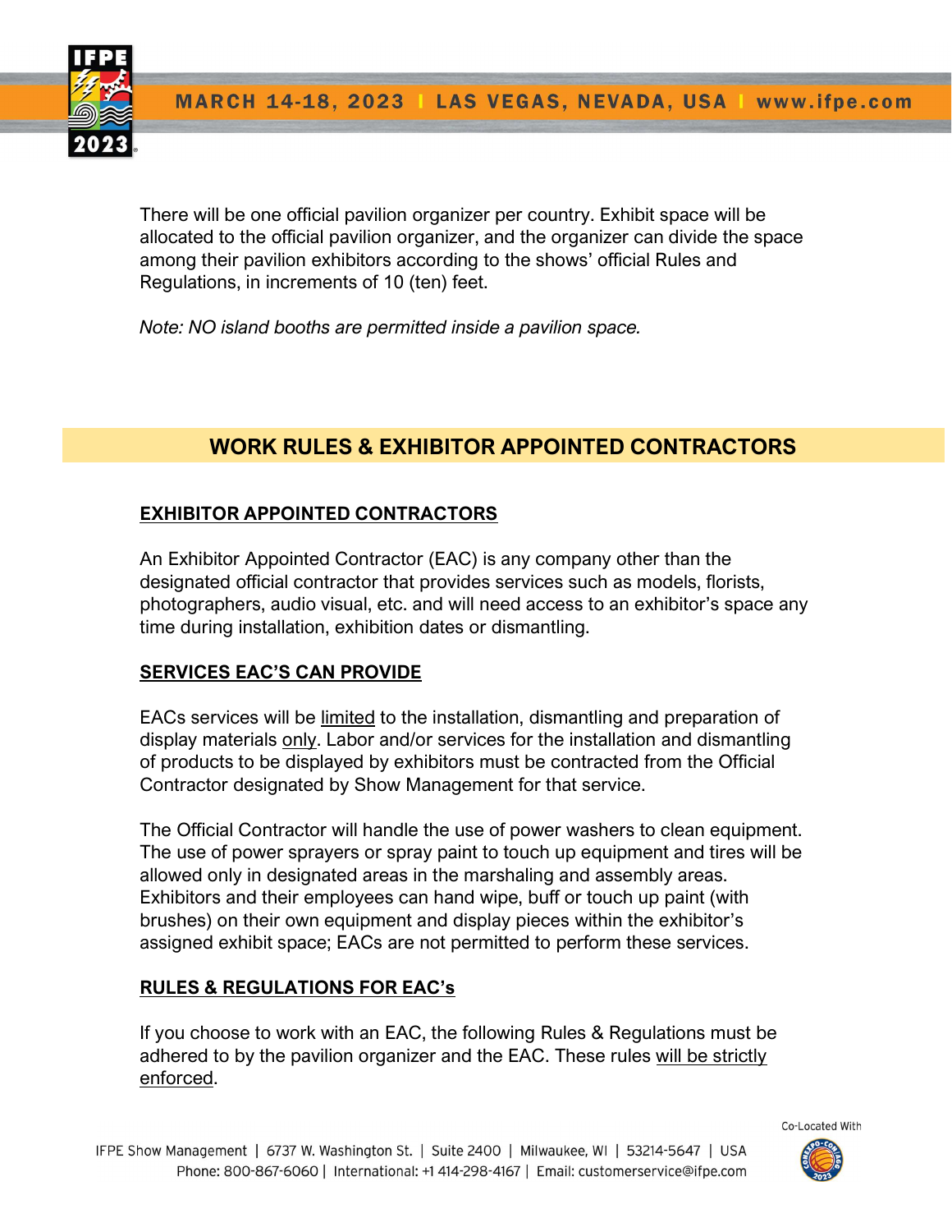There will be one official pavilion organizer per country. Exhibit space will be allocated to the official pavilion organizer, and the organizer can divide the space among their pavilion exhibitors according to the shows' official Rules and Regulations, in increments of 10 (ten) feet.

*Note: NO island booths are permitted inside a pavilion space.*

## WORK RULES & EXHIBITOR APPOINTED CONTRACTORS

### EXHIBITOR APPOINTED CONTRACTORS

An Exhibitor Appointed Contractor (EAC) is any company other than the designated official contractor that provides services such as models, florists, photographers, audio visual, etc. and will need access to an exhibitor's space any time during installation, exhibition dates or dismantling.

### SERVICES EAC'S CAN PROVIDE

EACs services will be limited to the installation, dismantling and preparation of display materials only. Labor and/or services for the installation and dismantling of products to be displayed by exhibitors must be contracted from the Official Contractor designated by Show Management for that service.

The Official Contractor will handle the use of power washers to clean equipment. The use of power sprayers or spray paint to touch up equipment and tires will be allowed only in designated areas in the marshaling and assembly areas. Exhibitors and their employees can hand wipe, buff or touch up paint (with brushes) on their own equipment and display pieces within the exhibitor's assigned exhibit space; EACs are not permitted to perform these services.

### RULES & REGULATIONS FOR EAC's

If you choose to work with an EAC, the following Rules & Regulations must be adhered to by the pavilion organizer and the EAC. These rules will be strictly enforced.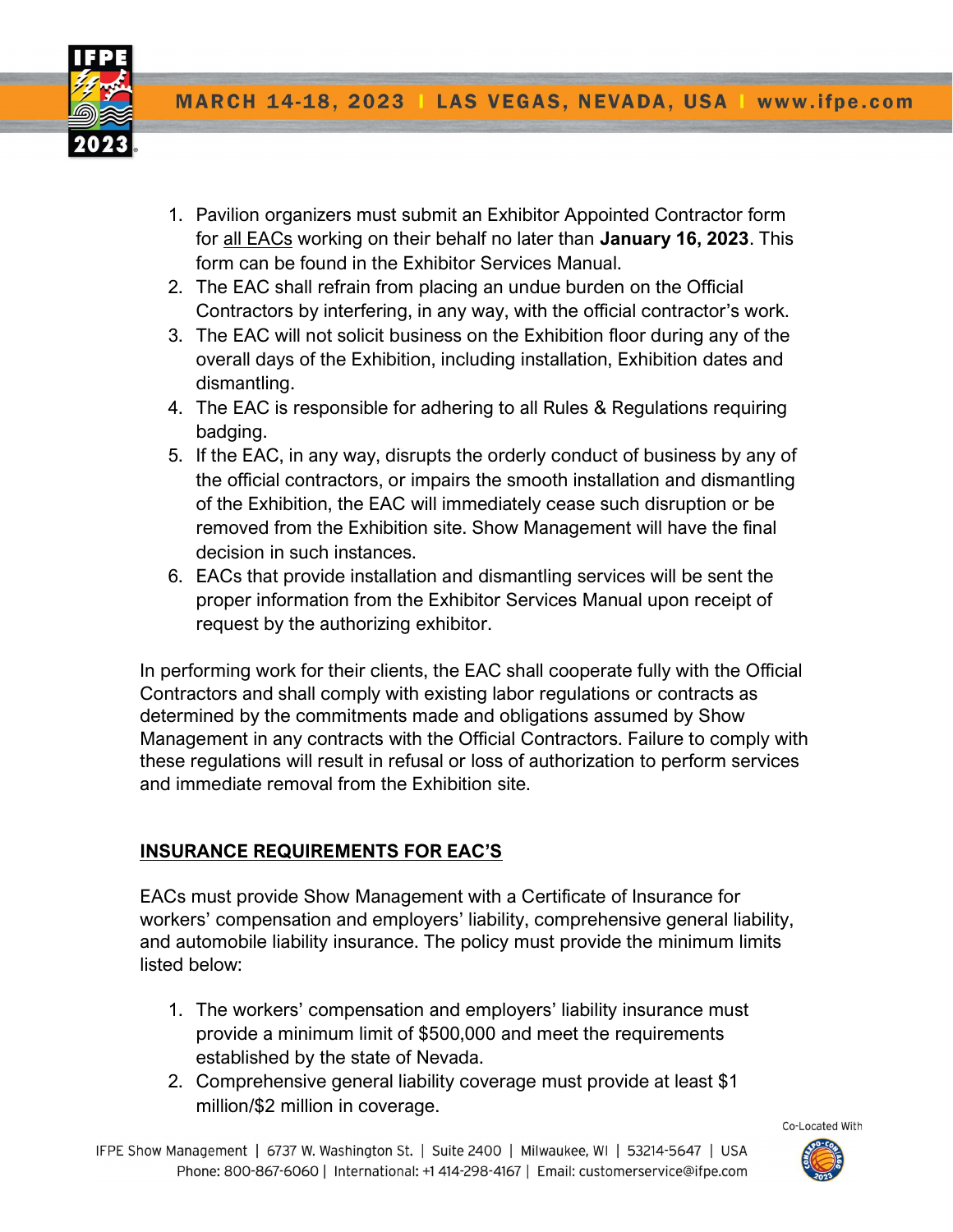1. Pavilion organizers must submit an Exhibitor Appointed Contractor form for all EACs working on their behalf no later than **January 16, 2023**. This form can be found in the Exhibitor Services Manual.
2. The EAC shall refrain from placing an undue burden on the Official Contractors by interfering, in any way, with the official contractor's work.
3. The EAC will not solicit business on the Exhibition floor during any of the overall days of the Exhibition, including installation, Exhibition dates and dismantling.
4. The EAC is responsible for adhering to all Rules & Regulations requiring badging.
5. If the EAC, in any way, disrupts the orderly conduct of business by any of the official contractors, or impairs the smooth installation and dismantling of the Exhibition, the EAC will immediately cease such disruption or be removed from the Exhibition site. Show Management will have the final decision in such instances.
6. EACs that provide installation and dismantling services will be sent the proper information from the Exhibitor Services Manual upon receipt of request by the authorizing exhibitor.

In performing work for their clients, the EAC shall cooperate fully with the Official Contractors and shall comply with existing labor regulations or contracts as determined by the commitments made and obligations assumed by Show Management in any contracts with the Official Contractors. Failure to comply with these regulations will result in refusal or loss of authorization to perform services and immediate removal from the Exhibition site.

## INSURANCE REQUIREMENTS FOR EAC'S

EACs must provide Show Management with a Certificate of Insurance for workers' compensation and employers' liability, comprehensive general liability, and automobile liability insurance. The policy must provide the minimum limits listed below:

1. The workers' compensation and employers' liability insurance must provide a minimum limit of $500,000 and meet the requirements established by the state of Nevada.
2. Comprehensive general liability coverage must provide at least $1 million/$2 million in coverage.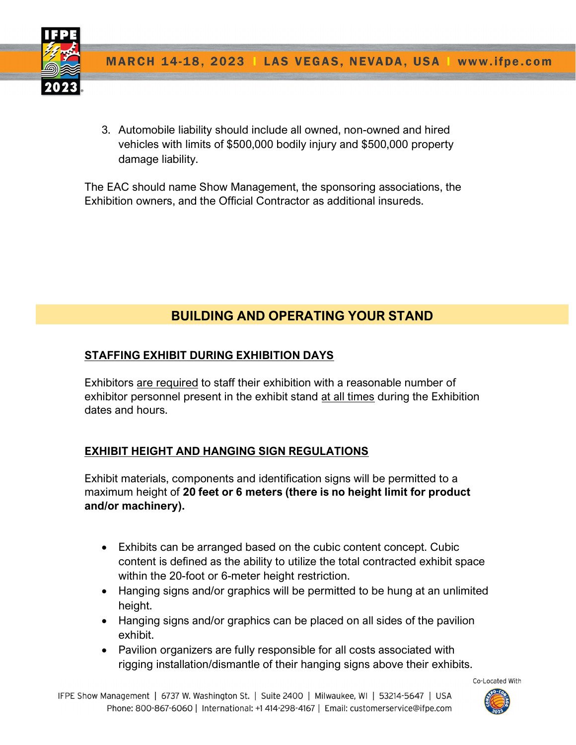3. Automobile liability should include all owned, non-owned and hired vehicles with limits of $500,000 bodily injury and $500,000 property damage liability.

The EAC should name Show Management, the sponsoring associations, the Exhibition owners, and the Official Contractor as additional insureds.

## BUILDING AND OPERATING YOUR STAND

### STAFFING EXHIBIT DURING EXHIBITION DAYS

Exhibitors are required to staff their exhibition with a reasonable number of exhibitor personnel present in the exhibit stand at all times during the Exhibition dates and hours.

### EXHIBIT HEIGHT AND HANGING SIGN REGULATIONS

Exhibit materials, components and identification signs will be permitted to a maximum height of **20 feet or 6 meters (there is no height limit for product and/or machinery).**

- Exhibits can be arranged based on the cubic content concept. Cubic content is defined as the ability to utilize the total contracted exhibit space within the 20-foot or 6-meter height restriction.
- Hanging signs and/or graphics will be permitted to be hung at an unlimited height.
- Hanging signs and/or graphics can be placed on all sides of the pavilion exhibit.
- Pavilion organizers are fully responsible for all costs associated with rigging installation/dismantle of their hanging signs above their exhibits.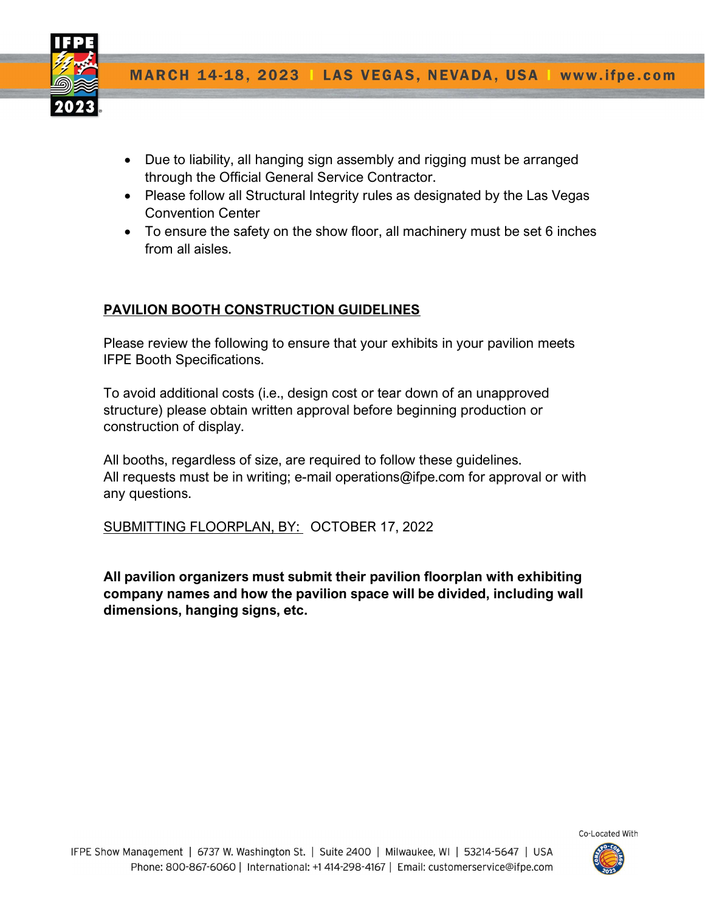- Due to liability, all hanging sign assembly and rigging must be arranged through the Official General Service Contractor.
- Please follow all Structural Integrity rules as designated by the Las Vegas Convention Center
- To ensure the safety on the show floor, all machinery must be set 6 inches from all aisles.

## PAVILION BOOTH CONSTRUCTION GUIDELINES

Please review the following to ensure that your exhibits in your pavilion meets IFPE Booth Specifications.

To avoid additional costs (i.e., design cost or tear down of an unapproved structure) please obtain written approval before beginning production or construction of display.

All booths, regardless of size, are required to follow these guidelines.
All requests must be in writing; e-mail operations@ifpe.com for approval or with any questions.

SUBMITTING FLOORPLAN, BY: OCTOBER 17, 2022

**All pavilion organizers must submit their pavilion floorplan with exhibiting company names and how the pavilion space will be divided, including wall dimensions, hanging signs, etc.**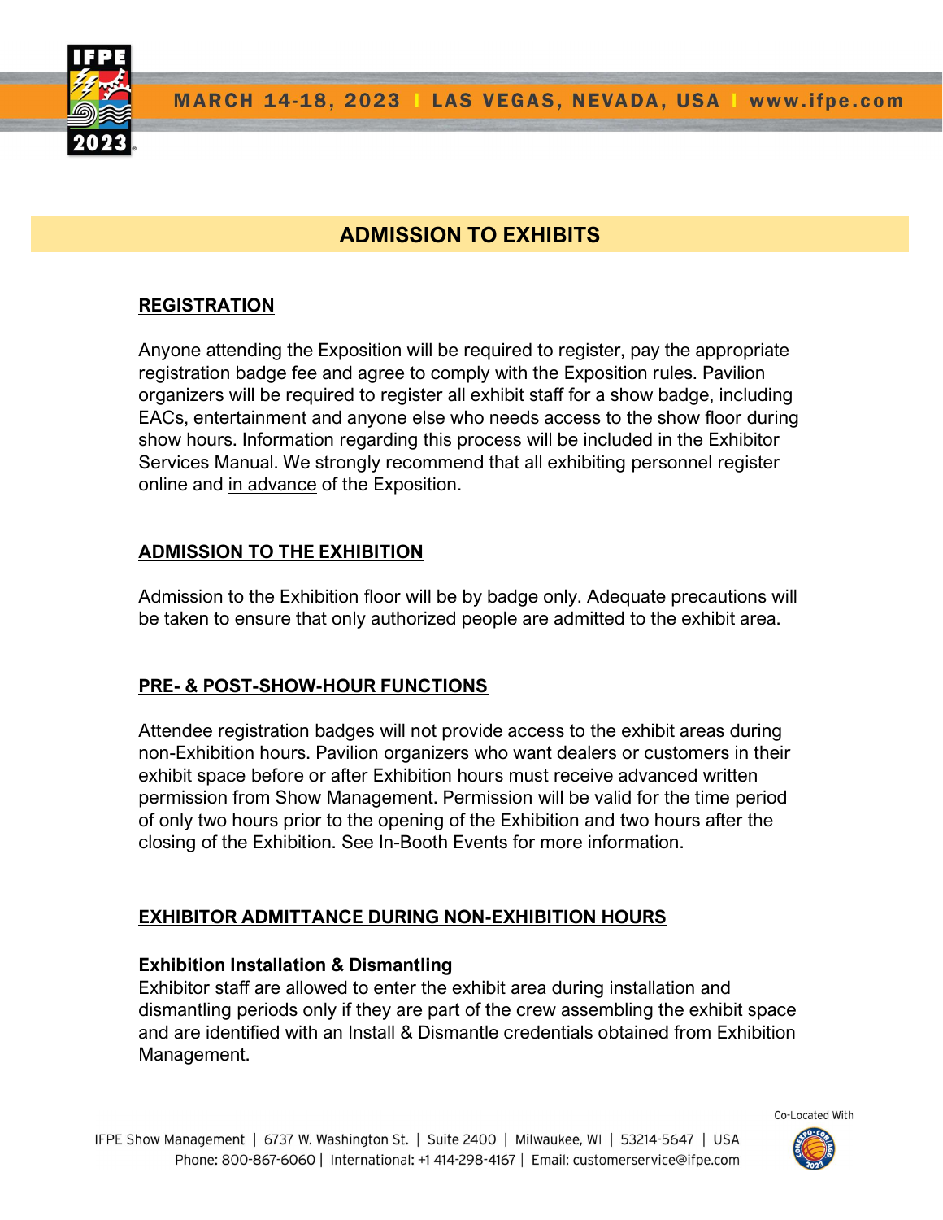# ADMISSION TO EXHIBITS

## REGISTRATION

Anyone attending the Exposition will be required to register, pay the appropriate registration badge fee and agree to comply with the Exposition rules. Pavilion organizers will be required to register all exhibit staff for a show badge, including EACs, entertainment and anyone else who needs access to the show floor during show hours. Information regarding this process will be included in the Exhibitor Services Manual. We strongly recommend that all exhibiting personnel register online and in advance of the Exposition.

## ADMISSION TO THE EXHIBITION

Admission to the Exhibition floor will be by badge only. Adequate precautions will be taken to ensure that only authorized people are admitted to the exhibit area.

## PRE- & POST-SHOW-HOUR FUNCTIONS

Attendee registration badges will not provide access to the exhibit areas during non-Exhibition hours. Pavilion organizers who want dealers or customers in their exhibit space before or after Exhibition hours must receive advanced written permission from Show Management. Permission will be valid for the time period of only two hours prior to the opening of the Exhibition and two hours after the closing of the Exhibition. See In-Booth Events for more information.

## EXHIBITOR ADMITTANCE DURING NON-EXHIBITION HOURS

**Exhibition Installation & Dismantling**

Exhibitor staff are allowed to enter the exhibit area during installation and dismantling periods only if they are part of the crew assembling the exhibit space and are identified with an Install & Dismantle credentials obtained from Exhibition Management.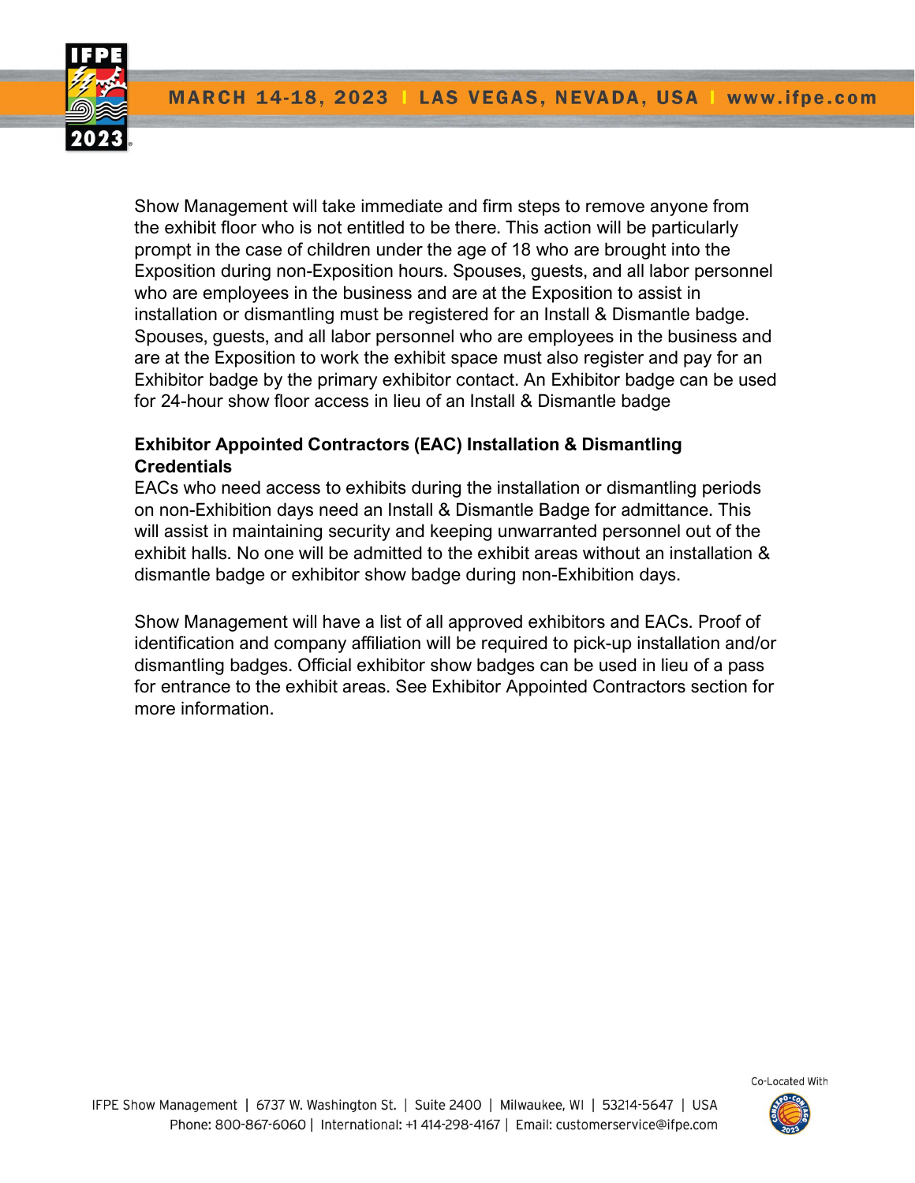Show Management will take immediate and firm steps to remove anyone from the exhibit floor who is not entitled to be there. This action will be particularly prompt in the case of children under the age of 18 who are brought into the Exposition during non-Exposition hours. Spouses, guests, and all labor personnel who are employees in the business and are at the Exposition to assist in installation or dismantling must be registered for an Install & Dismantle badge. Spouses, guests, and all labor personnel who are employees in the business and are at the Exposition to work the exhibit space must also register and pay for an Exhibitor badge by the primary exhibitor contact. An Exhibitor badge can be used for 24-hour show floor access in lieu of an Install & Dismantle badge

**Exhibitor Appointed Contractors (EAC) Installation & Dismantling Credentials**

EACs who need access to exhibits during the installation or dismantling periods on non-Exhibition days need an Install & Dismantle Badge for admittance. This will assist in maintaining security and keeping unwarranted personnel out of the exhibit halls. No one will be admitted to the exhibit areas without an installation & dismantle badge or exhibitor show badge during non-Exhibition days.

Show Management will have a list of all approved exhibitors and EACs. Proof of identification and company affiliation will be required to pick-up installation and/or dismantling badges. Official exhibitor show badges can be used in lieu of a pass for entrance to the exhibit areas. See Exhibitor Appointed Contractors section for more information.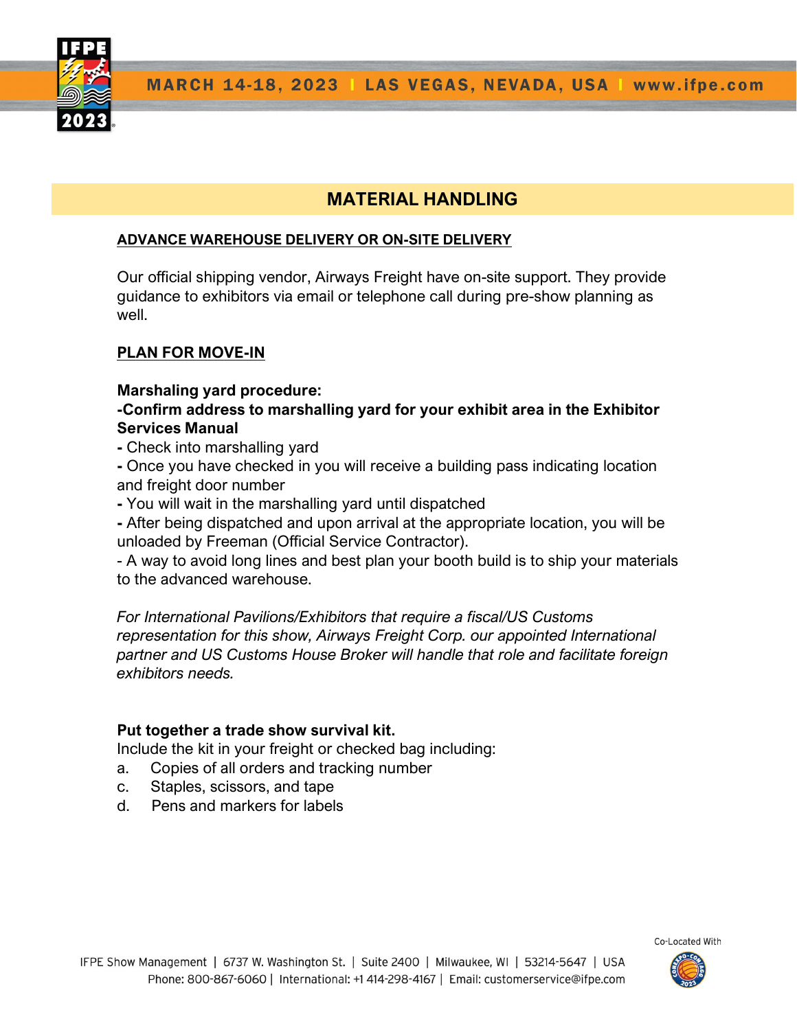# MATERIAL HANDLING

## ADVANCE WAREHOUSE DELIVERY OR ON-SITE DELIVERY

Our official shipping vendor, Airways Freight have on-site support. They provide guidance to exhibitors via email or telephone call during pre-show planning as well.

## PLAN FOR MOVE-IN

**Marshaling yard procedure:**
**-Confirm address to marshalling yard for your exhibit area in the Exhibitor Services Manual**
**-** Check into marshalling yard
**-** Once you have checked in you will receive a building pass indicating location and freight door number
**-** You will wait in the marshalling yard until dispatched
**-** After being dispatched and upon arrival at the appropriate location, you will be unloaded by Freeman (Official Service Contractor).
- A way to avoid long lines and best plan your booth build is to ship your materials to the advanced warehouse.

*For International Pavilions/Exhibitors that require a fiscal/US Customs representation for this show, Airways Freight Corp. our appointed International partner and US Customs House Broker will handle that role and facilitate foreign exhibitors needs.*

**Put together a trade show survival kit.**
Include the kit in your freight or checked bag including:

a. Copies of all orders and tracking number
c. Staples, scissors, and tape
d. Pens and markers for labels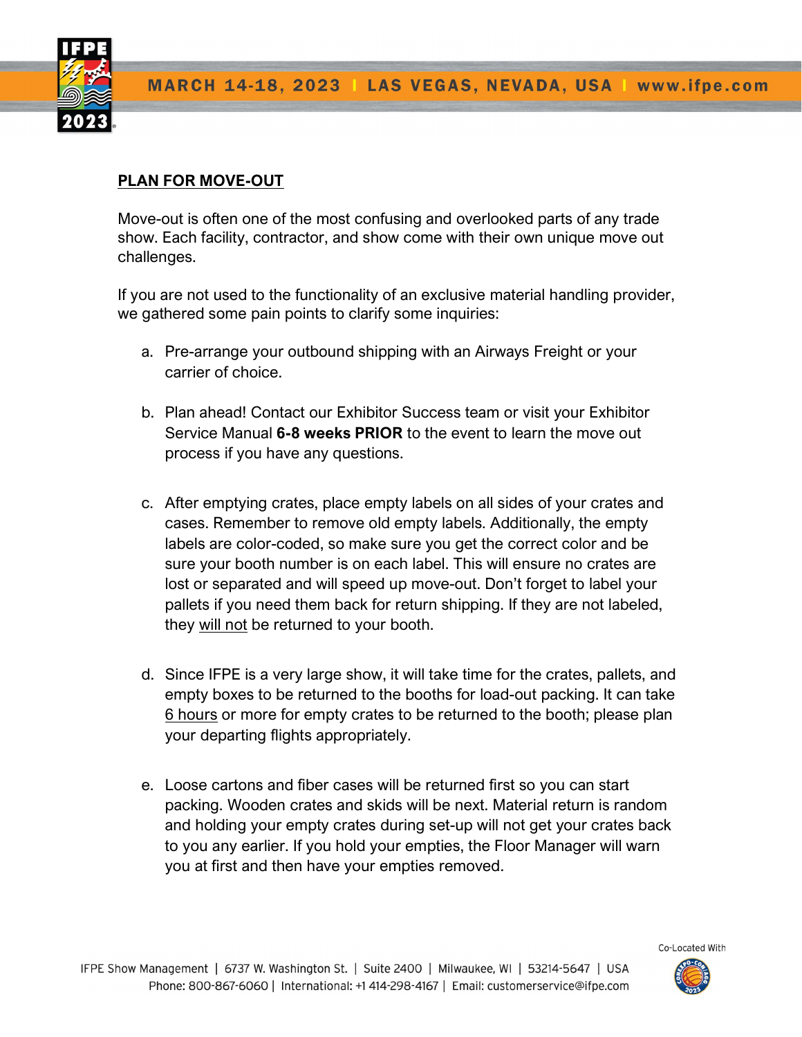## PLAN FOR MOVE-OUT

Move-out is often one of the most confusing and overlooked parts of any trade show. Each facility, contractor, and show come with their own unique move out challenges.

If you are not used to the functionality of an exclusive material handling provider, we gathered some pain points to clarify some inquiries:

a. Pre-arrange your outbound shipping with an Airways Freight or your carrier of choice.

b. Plan ahead! Contact our Exhibitor Success team or visit your Exhibitor Service Manual **6-8 weeks PRIOR** to the event to learn the move out process if you have any questions.

c. After emptying crates, place empty labels on all sides of your crates and cases. Remember to remove old empty labels. Additionally, the empty labels are color-coded, so make sure you get the correct color and be sure your booth number is on each label. This will ensure no crates are lost or separated and will speed up move-out. Don't forget to label your pallets if you need them back for return shipping. If they are not labeled, they will not be returned to your booth.

d. Since IFPE is a very large show, it will take time for the crates, pallets, and empty boxes to be returned to the booths for load-out packing. It can take 6 hours or more for empty crates to be returned to the booth; please plan your departing flights appropriately.

e. Loose cartons and fiber cases will be returned first so you can start packing. Wooden crates and skids will be next. Material return is random and holding your empty crates during set-up will not get your crates back to you any earlier. If you hold your empties, the Floor Manager will warn you at first and then have your empties removed.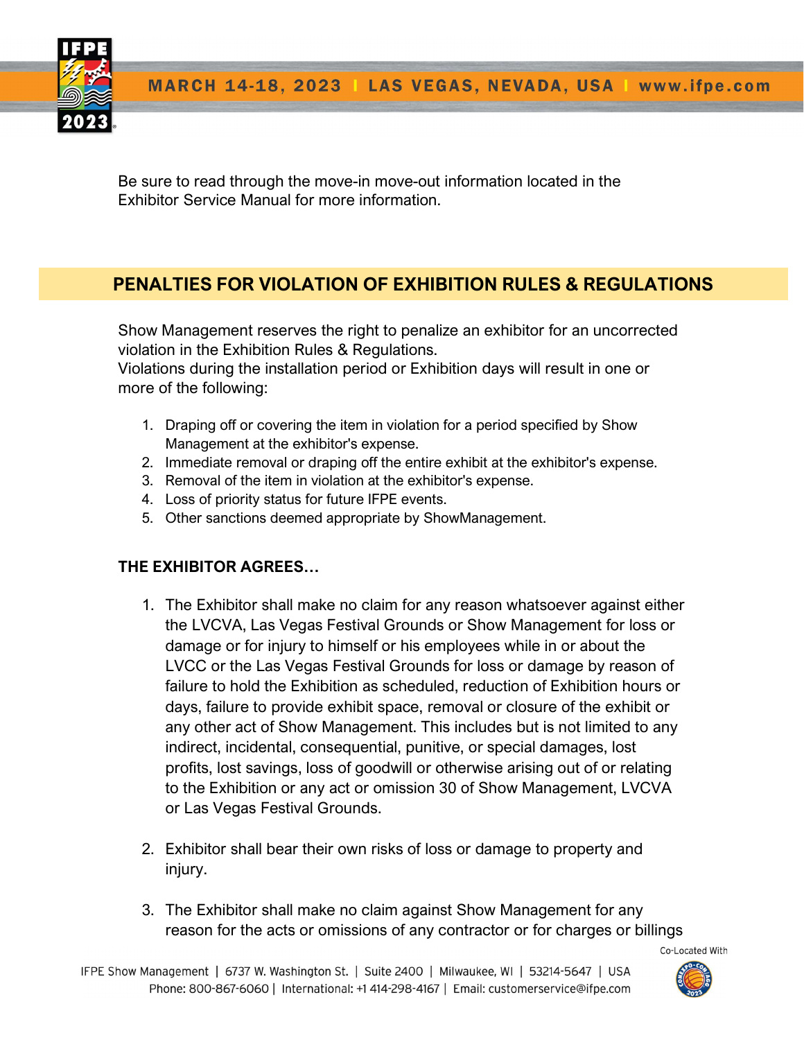Be sure to read through the move-in move-out information located in the Exhibitor Service Manual for more information.

## PENALTIES FOR VIOLATION OF EXHIBITION RULES & REGULATIONS

Show Management reserves the right to penalize an exhibitor for an uncorrected violation in the Exhibition Rules & Regulations.
Violations during the installation period or Exhibition days will result in one or more of the following:

1. Draping off or covering the item in violation for a period specified by Show Management at the exhibitor's expense.
2. Immediate removal or draping off the entire exhibit at the exhibitor's expense.
3. Removal of the item in violation at the exhibitor's expense.
4. Loss of priority status for future IFPE events.
5. Other sanctions deemed appropriate by ShowManagement.

**THE EXHIBITOR AGREES…**

1. The Exhibitor shall make no claim for any reason whatsoever against either the LVCVA, Las Vegas Festival Grounds or Show Management for loss or damage or for injury to himself or his employees while in or about the LVCC or the Las Vegas Festival Grounds for loss or damage by reason of failure to hold the Exhibition as scheduled, reduction of Exhibition hours or days, failure to provide exhibit space, removal or closure of the exhibit or any other act of Show Management. This includes but is not limited to any indirect, incidental, consequential, punitive, or special damages, lost profits, lost savings, loss of goodwill or otherwise arising out of or relating to the Exhibition or any act or omission 30 of Show Management, LVCVA or Las Vegas Festival Grounds.

2. Exhibitor shall bear their own risks of loss or damage to property and injury.

3. The Exhibitor shall make no claim against Show Management for any reason for the acts or omissions of any contractor or for charges or billings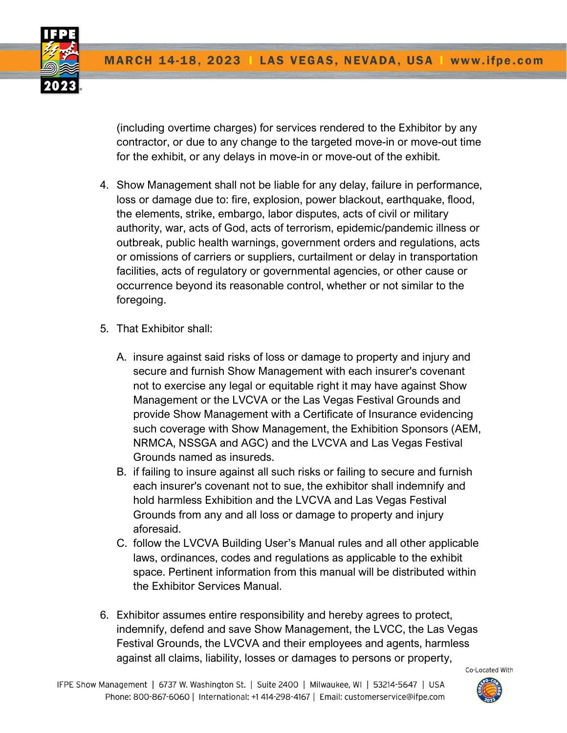(including overtime charges) for services rendered to the Exhibitor by any contractor, or due to any change to the targeted move-in or move-out time for the exhibit, or any delays in move-in or move-out of the exhibit.

4. Show Management shall not be liable for any delay, failure in performance, loss or damage due to: fire, explosion, power blackout, earthquake, flood, the elements, strike, embargo, labor disputes, acts of civil or military authority, war, acts of God, acts of terrorism, epidemic/pandemic illness or outbreak, public health warnings, government orders and regulations, acts or omissions of carriers or suppliers, curtailment or delay in transportation facilities, acts of regulatory or governmental agencies, or other cause or occurrence beyond its reasonable control, whether or not similar to the foregoing.

5. That Exhibitor shall:

   A. insure against said risks of loss or damage to property and injury and secure and furnish Show Management with each insurer's covenant not to exercise any legal or equitable right it may have against Show Management or the LVCVA or the Las Vegas Festival Grounds and provide Show Management with a Certificate of Insurance evidencing such coverage with Show Management, the Exhibition Sponsors (AEM, NRMCA, NSSGA and AGC) and the LVCVA and Las Vegas Festival Grounds named as insureds.
   B. if failing to insure against all such risks or failing to secure and furnish each insurer's covenant not to sue, the exhibitor shall indemnify and hold harmless Exhibition and the LVCVA and Las Vegas Festival Grounds from any and all loss or damage to property and injury aforesaid.
   C. follow the LVCVA Building User's Manual rules and all other applicable laws, ordinances, codes and regulations as applicable to the exhibit space. Pertinent information from this manual will be distributed within the Exhibitor Services Manual.

6. Exhibitor assumes entire responsibility and hereby agrees to protect, indemnify, defend and save Show Management, the LVCC, the Las Vegas Festival Grounds, the LVCVA and their employees and agents, harmless against all claims, liability, losses or damages to persons or property,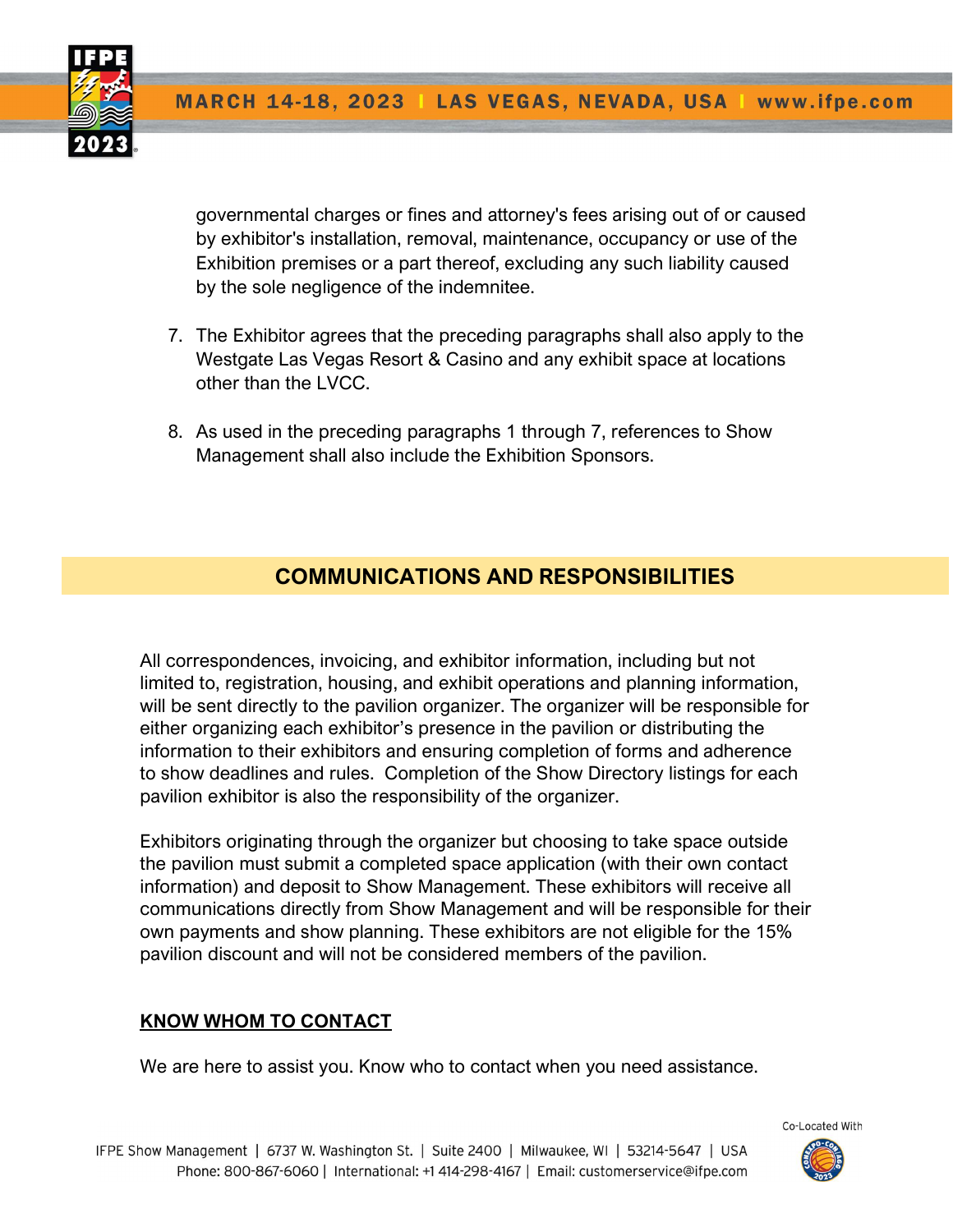governmental charges or fines and attorney's fees arising out of or caused by exhibitor's installation, removal, maintenance, occupancy or use of the Exhibition premises or a part thereof, excluding any such liability caused by the sole negligence of the indemnitee.

7. The Exhibitor agrees that the preceding paragraphs shall also apply to the Westgate Las Vegas Resort & Casino and any exhibit space at locations other than the LVCC.

8. As used in the preceding paragraphs 1 through 7, references to Show Management shall also include the Exhibition Sponsors.

## COMMUNICATIONS AND RESPONSIBILITIES

All correspondences, invoicing, and exhibitor information, including but not limited to, registration, housing, and exhibit operations and planning information, will be sent directly to the pavilion organizer. The organizer will be responsible for either organizing each exhibitor's presence in the pavilion or distributing the information to their exhibitors and ensuring completion of forms and adherence to show deadlines and rules. Completion of the Show Directory listings for each pavilion exhibitor is also the responsibility of the organizer.

Exhibitors originating through the organizer but choosing to take space outside the pavilion must submit a completed space application (with their own contact information) and deposit to Show Management. These exhibitors will receive all communications directly from Show Management and will be responsible for their own payments and show planning. These exhibitors are not eligible for the 15% pavilion discount and will not be considered members of the pavilion.

### KNOW WHOM TO CONTACT

We are here to assist you. Know who to contact when you need assistance.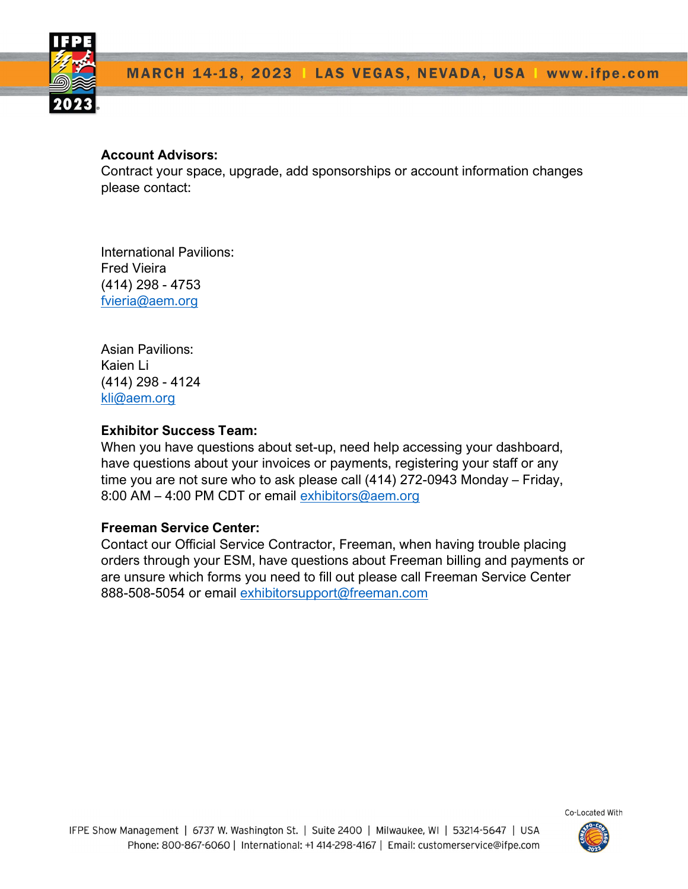**Account Advisors:**
Contract your space, upgrade, add sponsorships or account information changes please contact:

International Pavilions:
Fred Vieira
(414) 298 - 4753
fvieria@aem.org

Asian Pavilions:
Kaien Li
(414) 298 - 4124
kli@aem.org

**Exhibitor Success Team:**
When you have questions about set-up, need help accessing your dashboard, have questions about your invoices or payments, registering your staff or any time you are not sure who to ask please call (414) 272-0943 Monday – Friday, 8:00 AM – 4:00 PM CDT or email exhibitors@aem.org

**Freeman Service Center:**
Contact our Official Service Contractor, Freeman, when having trouble placing orders through your ESM, have questions about Freeman billing and payments or are unsure which forms you need to fill out please call Freeman Service Center 888-508-5054 or email exhibitorsupport@freeman.com